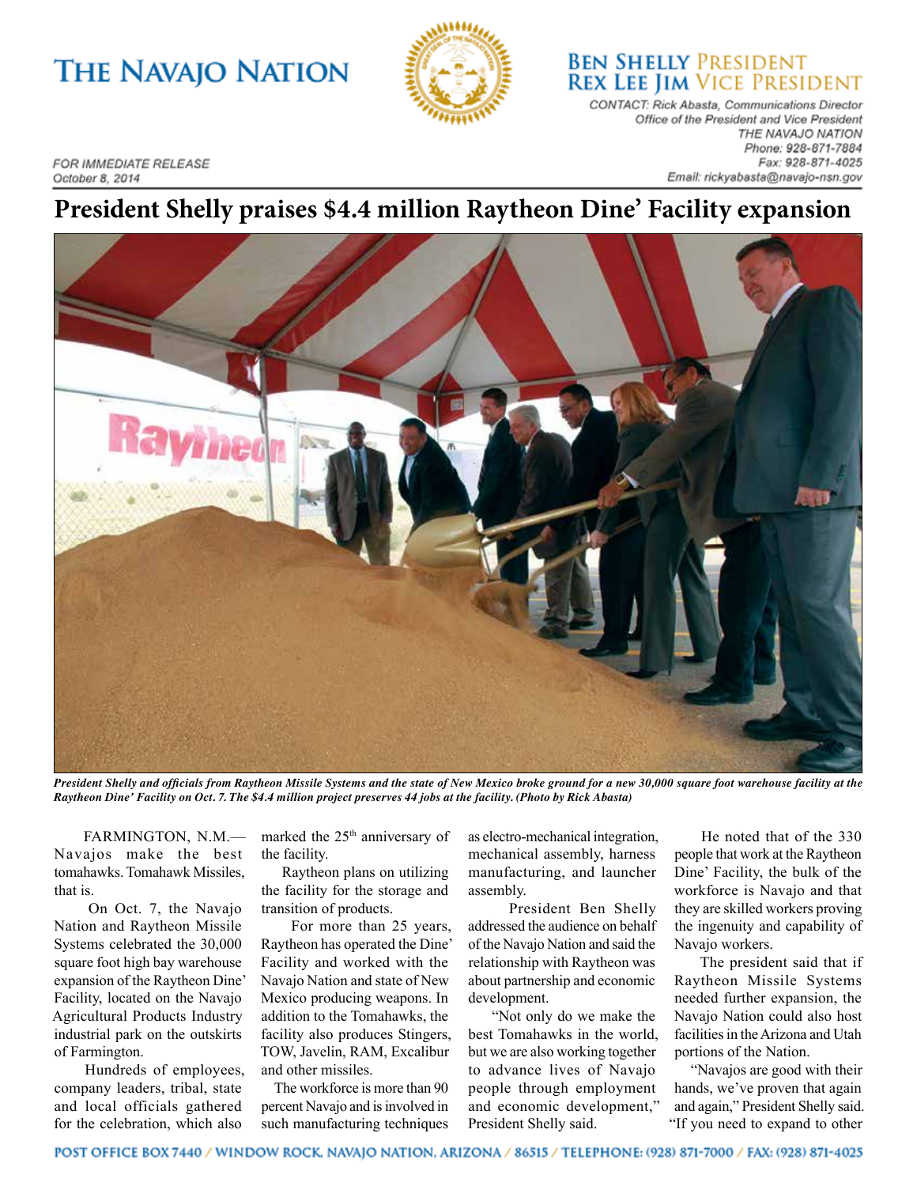# THE NAVAJO NATION

**BEN SHELLY PRESIDENT**
**REX LEE JIM VICE PRESIDENT**

*CONTACT: Rick Abasta, Communications Director*
*Office of the President and Vice President*
*THE NAVAJO NATION*
*Phone: 928-871-7884*
*Fax: 928-871-4025*
*Email: rickyabasta@navajo-nsn.gov*

*FOR IMMEDIATE RELEASE*
*October 8, 2014*

## President Shelly praises $4.4 million Raytheon Dine' Facility expansion

***President Shelly and officials from Raytheon Missile Systems and the state of New Mexico broke ground for a new 30,000 square foot warehouse facility at the Raytheon Dine' Facility on Oct. 7. The $4.4 million project preserves 44 jobs at the facility. (Photo by Rick Abasta)***

FARMINGTON, N.M.—Navajos make the best tomahawks. Tomahawk Missiles, that is.

On Oct. 7, the Navajo Nation and Raytheon Missile Systems celebrated the 30,000 square foot high bay warehouse expansion of the Raytheon Dine' Facility, located on the Navajo Agricultural Products Industry industrial park on the outskirts of Farmington.

Hundreds of employees, company leaders, tribal, state and local officials gathered for the celebration, which also marked the 25th anniversary of the facility.

Raytheon plans on utilizing the facility for the storage and transition of products.

For more than 25 years, Raytheon has operated the Dine' Facility and worked with the Navajo Nation and state of New Mexico producing weapons. In addition to the Tomahawks, the facility also produces Stingers, TOW, Javelin, RAM, Excalibur and other missiles.

The workforce is more than 90 percent Navajo and is involved in such manufacturing techniques as electro-mechanical integration, mechanical assembly, harness manufacturing, and launcher assembly.

President Ben Shelly addressed the audience on behalf of the Navajo Nation and said the relationship with Raytheon was about partnership and economic development.

"Not only do we make the best Tomahawks in the world, but we are also working together to advance lives of Navajo people through employment and economic development," President Shelly said.

He noted that of the 330 people that work at the Raytheon Dine' Facility, the bulk of the workforce is Navajo and that they are skilled workers proving the ingenuity and capability of Navajo workers.

The president said that if Raytheon Missile Systems needed further expansion, the Navajo Nation could also host facilities in the Arizona and Utah portions of the Nation.

"Navajos are good with their hands, we've proven that again and again," President Shelly said. "If you need to expand to other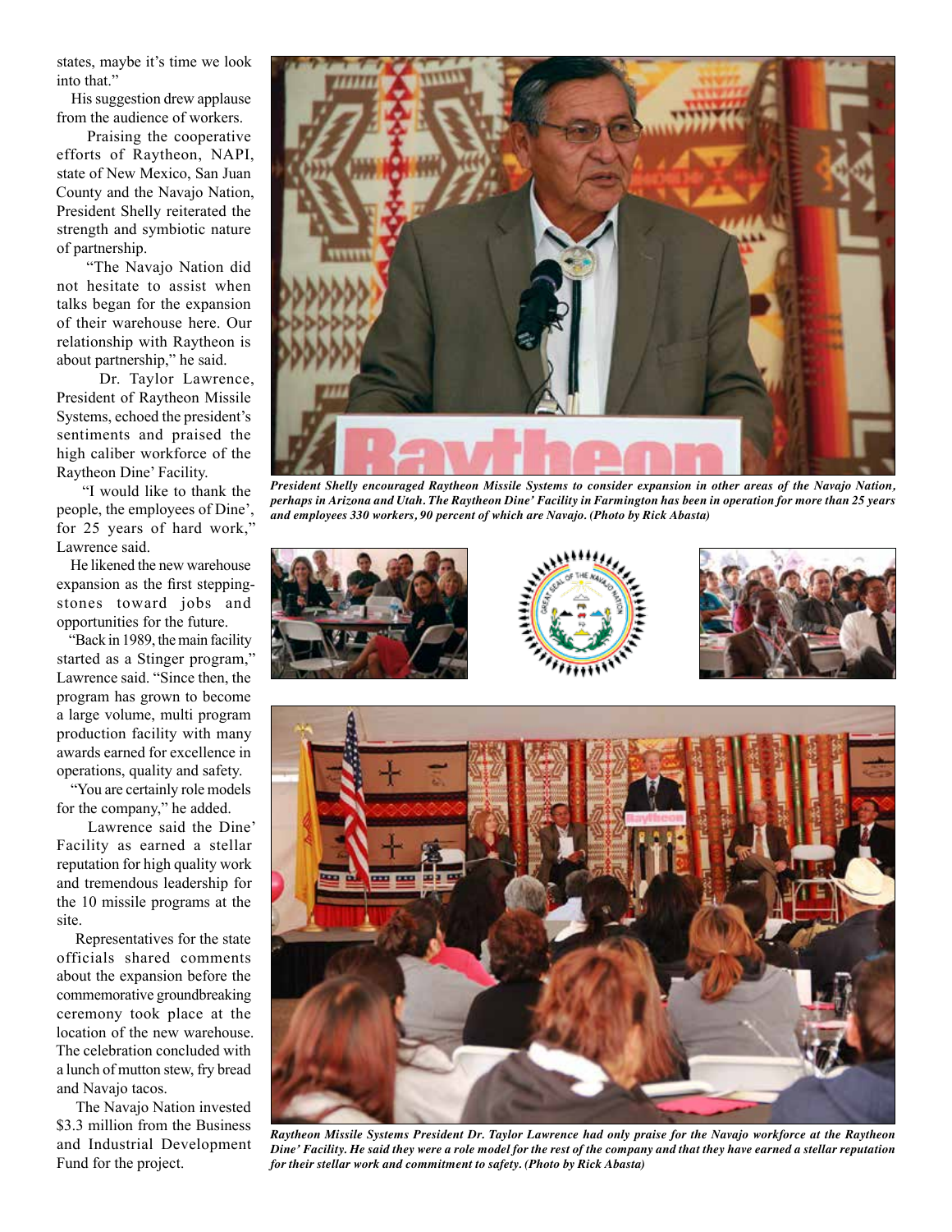states, maybe it's time we look into that."

His suggestion drew applause from the audience of workers.

Praising the cooperative efforts of Raytheon, NAPI, state of New Mexico, San Juan County and the Navajo Nation, President Shelly reiterated the strength and symbiotic nature of partnership.

"The Navajo Nation did not hesitate to assist when talks began for the expansion of their warehouse here. Our relationship with Raytheon is about partnership," he said.

Dr. Taylor Lawrence, President of Raytheon Missile Systems, echoed the president's sentiments and praised the high caliber workforce of the Raytheon Dine' Facility.

"I would like to thank the people, the employees of Dine', for 25 years of hard work," Lawrence said.

He likened the new warehouse expansion as the first stepping-stones toward jobs and opportunities for the future.

"Back in 1989, the main facility started as a Stinger program," Lawrence said. "Since then, the program has grown to become a large volume, multi program production facility with many awards earned for excellence in operations, quality and safety.

"You are certainly role models for the company," he added.

Lawrence said the Dine' Facility as earned a stellar reputation for high quality work and tremendous leadership for the 10 missile programs at the site.

Representatives for the state officials shared comments about the expansion before the commemorative groundbreaking ceremony took place at the location of the new warehouse. The celebration concluded with a lunch of mutton stew, fry bread and Navajo tacos.

The Navajo Nation invested $3.3 million from the Business and Industrial Development Fund for the project.

*President Shelly encouraged Raytheon Missile Systems to consider expansion in other areas of the Navajo Nation, perhaps in Arizona and Utah. The Raytheon Dine' Facility in Farmington has been in operation for more than 25 years and employees 330 workers, 90 percent of which are Navajo. (Photo by Rick Abasta)*

*Raytheon Missile Systems President Dr. Taylor Lawrence had only praise for the Navajo workforce at the Raytheon Dine' Facility. He said they were a role model for the rest of the company and that they have earned a stellar reputation for their stellar work and commitment to safety. (Photo by Rick Abasta)*